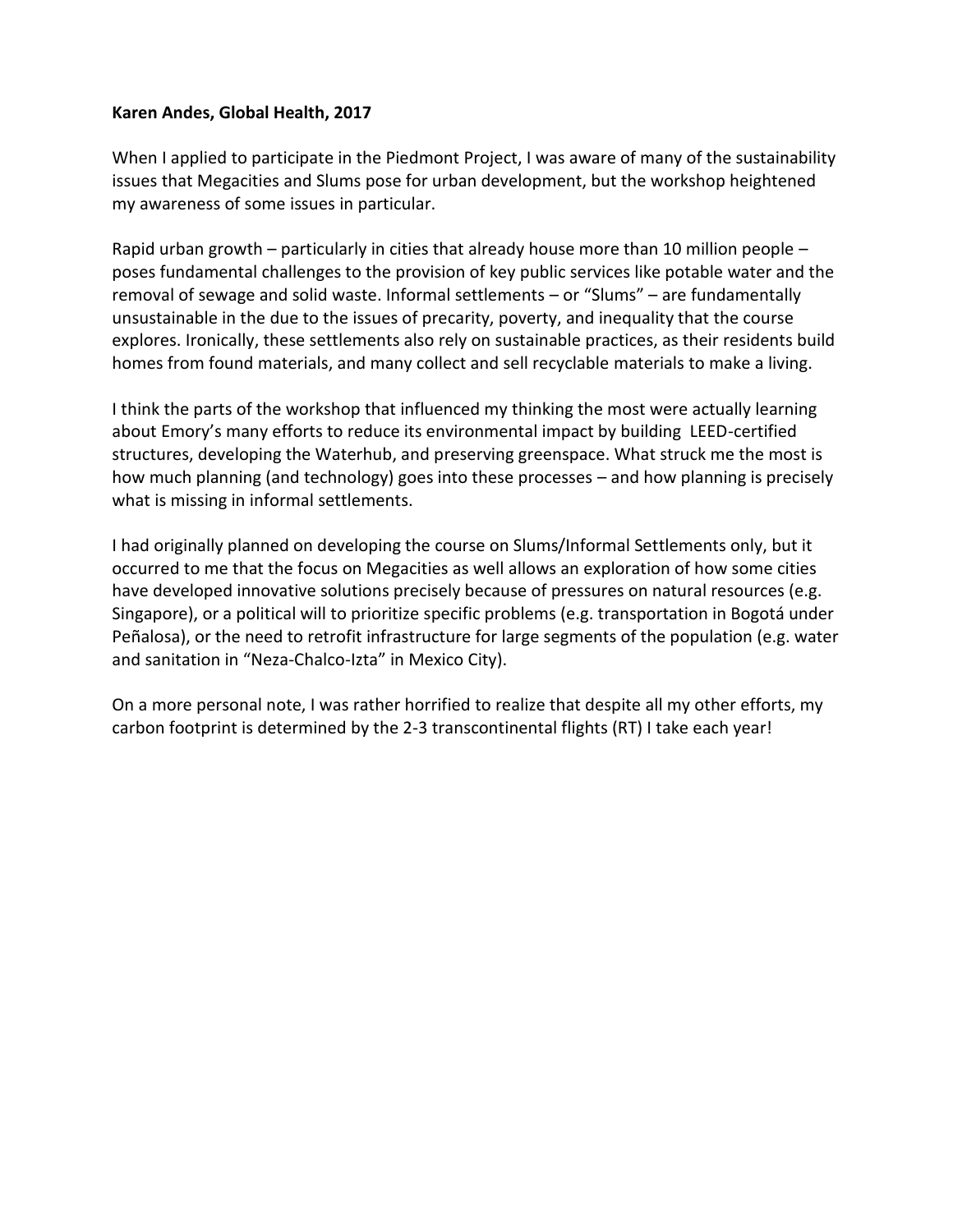**Karen Andes, Global Health, 2017**

When I applied to participate in the Piedmont Project, I was aware of many of the sustainability issues that Megacities and Slums pose for urban development, but the workshop heightened my awareness of some issues in particular.

Rapid urban growth – particularly in cities that already house more than 10 million people – poses fundamental challenges to the provision of key public services like potable water and the removal of sewage and solid waste. Informal settlements – or "Slums" – are fundamentally unsustainable in the due to the issues of precarity, poverty, and inequality that the course explores. Ironically, these settlements also rely on sustainable practices, as their residents build homes from found materials, and many collect and sell recyclable materials to make a living.

I think the parts of the workshop that influenced my thinking the most were actually learning about Emory's many efforts to reduce its environmental impact by building LEED-certified structures, developing the Waterhub, and preserving greenspace. What struck me the most is how much planning (and technology) goes into these processes – and how planning is precisely what is missing in informal settlements.

I had originally planned on developing the course on Slums/Informal Settlements only, but it occurred to me that the focus on Megacities as well allows an exploration of how some cities have developed innovative solutions precisely because of pressures on natural resources (e.g. Singapore), or a political will to prioritize specific problems (e.g. transportation in Bogotá under Peñalosa), or the need to retrofit infrastructure for large segments of the population (e.g. water and sanitation in "Neza-Chalco-Izta" in Mexico City).

On a more personal note, I was rather horrified to realize that despite all my other efforts, my carbon footprint is determined by the 2-3 transcontinental flights (RT) I take each year!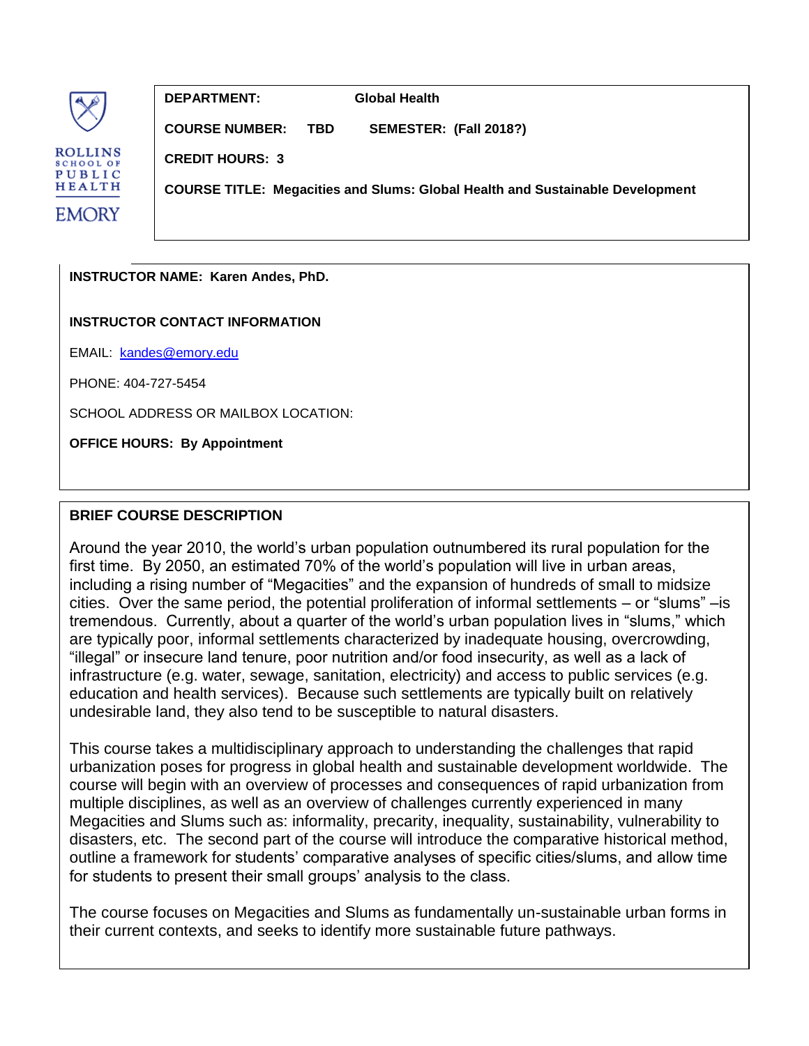ROLLINS SCHOOL OF PUBLIC HEALTH

EMORY

**DEPARTMENT:** Global Health

**COURSE NUMBER:** TBD **SEMESTER:** (Fall 2018?)

**CREDIT HOURS:** 3

**COURSE TITLE:** Megacities and Slums: Global Health and Sustainable Development

**INSTRUCTOR NAME:** Karen Andes, PhD.

**INSTRUCTOR CONTACT INFORMATION**

EMAIL: kandes@emory.edu

PHONE: 404-727-5454

SCHOOL ADDRESS OR MAILBOX LOCATION:

**OFFICE HOURS:** By Appointment

## BRIEF COURSE DESCRIPTION

Around the year 2010, the world's urban population outnumbered its rural population for the first time. By 2050, an estimated 70% of the world's population will live in urban areas, including a rising number of "Megacities" and the expansion of hundreds of small to midsize cities. Over the same period, the potential proliferation of informal settlements – or "slums" –is tremendous. Currently, about a quarter of the world's urban population lives in "slums," which are typically poor, informal settlements characterized by inadequate housing, overcrowding, "illegal" or insecure land tenure, poor nutrition and/or food insecurity, as well as a lack of infrastructure (e.g. water, sewage, sanitation, electricity) and access to public services (e.g. education and health services). Because such settlements are typically built on relatively undesirable land, they also tend to be susceptible to natural disasters.

This course takes a multidisciplinary approach to understanding the challenges that rapid urbanization poses for progress in global health and sustainable development worldwide. The course will begin with an overview of processes and consequences of rapid urbanization from multiple disciplines, as well as an overview of challenges currently experienced in many Megacities and Slums such as: informality, precarity, inequality, sustainability, vulnerability to disasters, etc. The second part of the course will introduce the comparative historical method, outline a framework for students' comparative analyses of specific cities/slums, and allow time for students to present their small groups' analysis to the class.

The course focuses on Megacities and Slums as fundamentally un-sustainable urban forms in their current contexts, and seeks to identify more sustainable future pathways.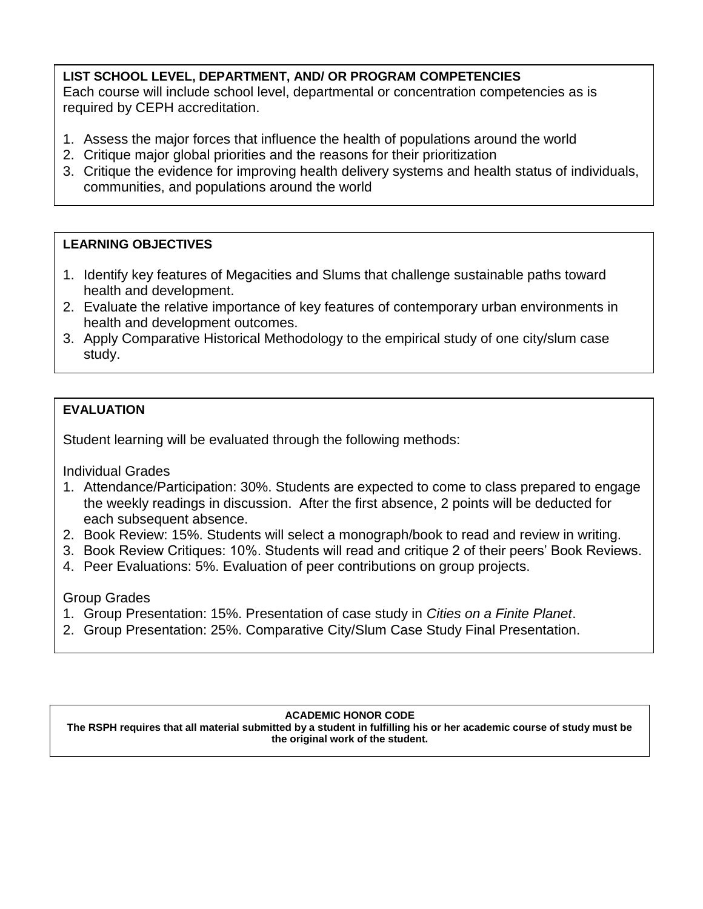**LIST SCHOOL LEVEL, DEPARTMENT, AND/ OR PROGRAM COMPETENCIES**

Each course will include school level, departmental or concentration competencies as is required by CEPH accreditation.

1. Assess the major forces that influence the health of populations around the world
2. Critique major global priorities and the reasons for their prioritization
3. Critique the evidence for improving health delivery systems and health status of individuals, communities, and populations around the world

**LEARNING OBJECTIVES**

1. Identify key features of Megacities and Slums that challenge sustainable paths toward health and development.
2. Evaluate the relative importance of key features of contemporary urban environments in health and development outcomes.
3. Apply Comparative Historical Methodology to the empirical study of one city/slum case study.

**EVALUATION**

Student learning will be evaluated through the following methods:

Individual Grades

1. Attendance/Participation: 30%. Students are expected to come to class prepared to engage the weekly readings in discussion. After the first absence, 2 points will be deducted for each subsequent absence.
2. Book Review: 15%. Students will select a monograph/book to read and review in writing.
3. Book Review Critiques: 10%. Students will read and critique 2 of their peers' Book Reviews.
4. Peer Evaluations: 5%. Evaluation of peer contributions on group projects.

Group Grades

1. Group Presentation: 15%. Presentation of case study in *Cities on a Finite Planet*.
2. Group Presentation: 25%. Comparative City/Slum Case Study Final Presentation.

**ACADEMIC HONOR CODE**

**The RSPH requires that all material submitted by a student in fulfilling his or her academic course of study must be the original work of the student.**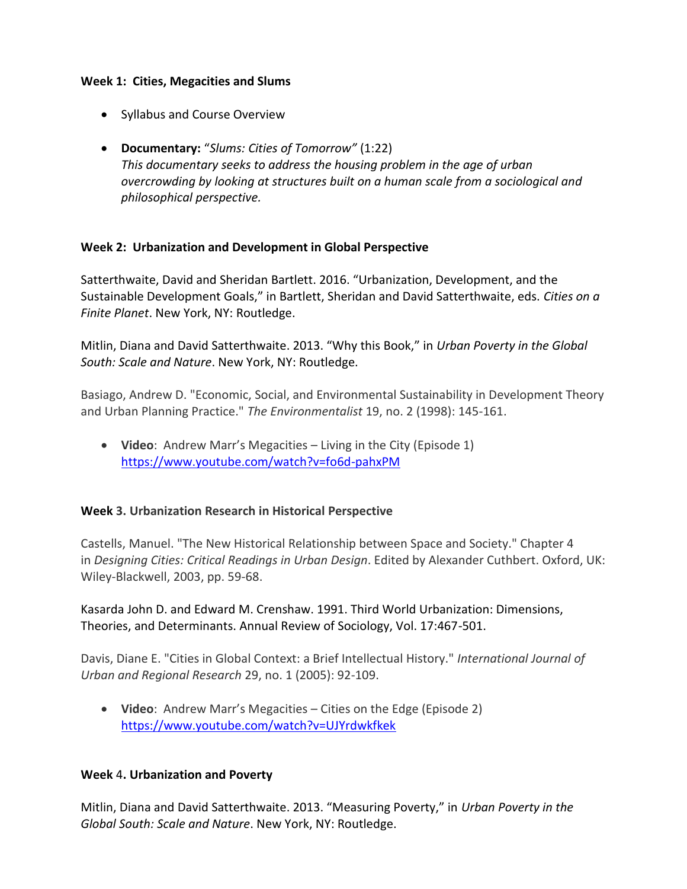**Week 1: Cities, Megacities and Slums**

- Syllabus and Course Overview
- **Documentary:** "*Slums: Cities of Tomorrow"* (1:22)
  *This documentary seeks to address the housing problem in the age of urban overcrowding by looking at structures built on a human scale from a sociological and philosophical perspective.*

**Week 2: Urbanization and Development in Global Perspective**

Satterthwaite, David and Sheridan Bartlett. 2016. "Urbanization, Development, and the Sustainable Development Goals," in Bartlett, Sheridan and David Satterthwaite, eds. *Cities on a Finite Planet*. New York, NY: Routledge.

Mitlin, Diana and David Satterthwaite. 2013. "Why this Book," in *Urban Poverty in the Global South: Scale and Nature*. New York, NY: Routledge.

Basiago, Andrew D. "Economic, Social, and Environmental Sustainability in Development Theory and Urban Planning Practice." *The Environmentalist* 19, no. 2 (1998): 145-161.

- **Video**: Andrew Marr's Megacities – Living in the City (Episode 1)
  https://www.youtube.com/watch?v=fo6d-pahxPM

**Week 3. Urbanization Research in Historical Perspective**

Castells, Manuel. "The New Historical Relationship between Space and Society." Chapter 4 in *Designing Cities: Critical Readings in Urban Design*. Edited by Alexander Cuthbert. Oxford, UK: Wiley-Blackwell, 2003, pp. 59-68.

Kasarda John D. and Edward M. Crenshaw. 1991. Third World Urbanization: Dimensions, Theories, and Determinants. Annual Review of Sociology, Vol. 17:467-501.

Davis, Diane E. "Cities in Global Context: a Brief Intellectual History." *International Journal of Urban and Regional Research* 29, no. 1 (2005): 92-109.

- **Video**: Andrew Marr's Megacities – Cities on the Edge (Episode 2)
  https://www.youtube.com/watch?v=UJYrdwkfkek

**Week 4. Urbanization and Poverty**

Mitlin, Diana and David Satterthwaite. 2013. "Measuring Poverty," in *Urban Poverty in the Global South: Scale and Nature*. New York, NY: Routledge.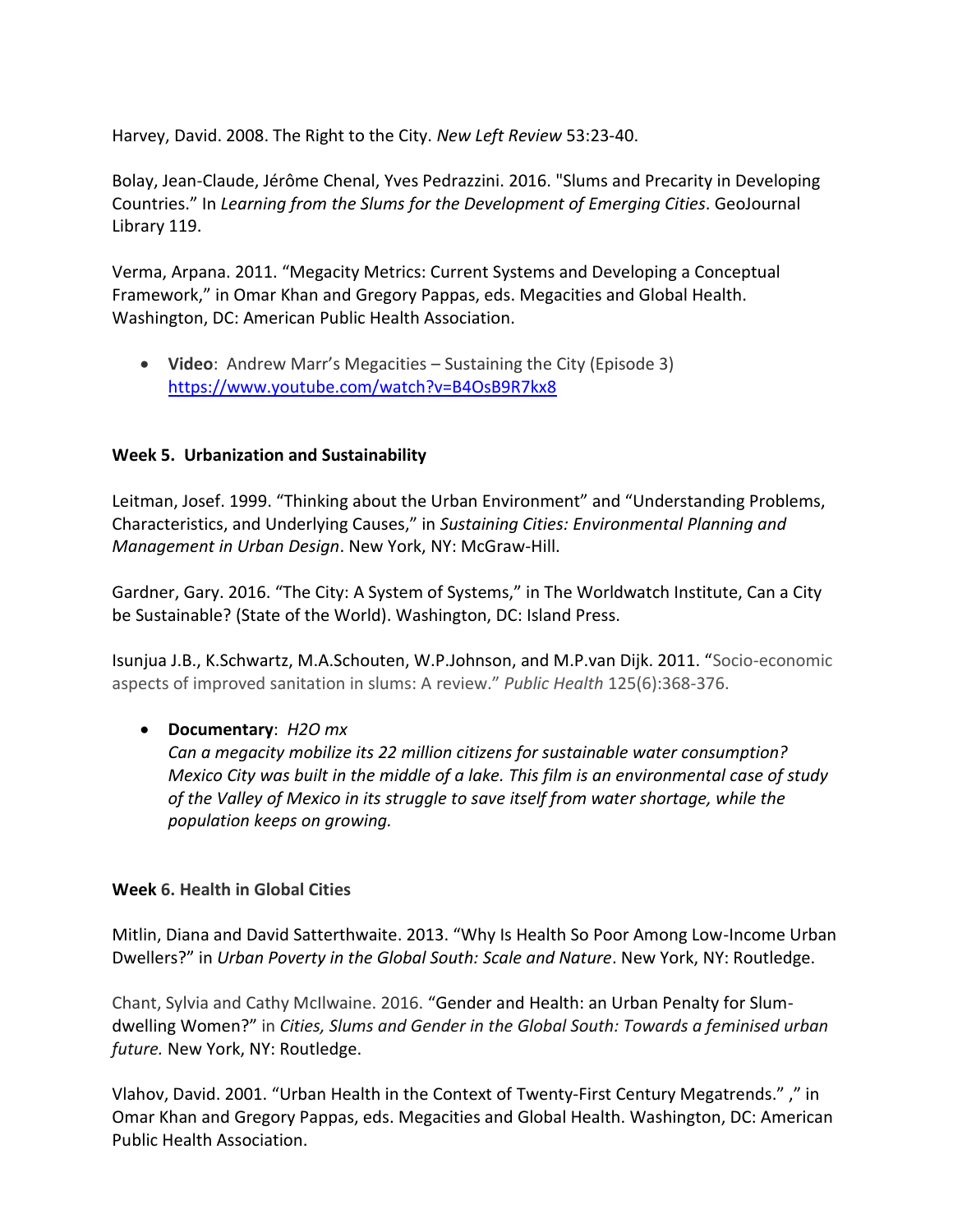Harvey, David. 2008. The Right to the City. *New Left Review* 53:23-40.

Bolay, Jean-Claude, Jérôme Chenal, Yves Pedrazzini. 2016. "Slums and Precarity in Developing Countries." In *Learning from the Slums for the Development of Emerging Cities*. GeoJournal Library 119.

Verma, Arpana. 2011. "Megacity Metrics: Current Systems and Developing a Conceptual Framework," in Omar Khan and Gregory Pappas, eds. Megacities and Global Health. Washington, DC: American Public Health Association.

- **Video**: Andrew Marr's Megacities – Sustaining the City (Episode 3) https://www.youtube.com/watch?v=B4OsB9R7kx8

**Week 5. Urbanization and Sustainability**

Leitman, Josef. 1999. "Thinking about the Urban Environment" and "Understanding Problems, Characteristics, and Underlying Causes," in *Sustaining Cities: Environmental Planning and Management in Urban Design*. New York, NY: McGraw-Hill.

Gardner, Gary. 2016. "The City: A System of Systems," in The Worldwatch Institute, Can a City be Sustainable? (State of the World). Washington, DC: Island Press.

Isunjua J.B., K.Schwartz, M.A.Schouten, W.P.Johnson, and M.P.van Dijk. 2011. "Socio-economic aspects of improved sanitation in slums: A review." *Public Health* 125(6):368-376.

- **Documentary**: *H2O mx*
  *Can a megacity mobilize its 22 million citizens for sustainable water consumption? Mexico City was built in the middle of a lake. This film is an environmental case of study of the Valley of Mexico in its struggle to save itself from water shortage, while the population keeps on growing.*

**Week 6. Health in Global Cities**

Mitlin, Diana and David Satterthwaite. 2013. "Why Is Health So Poor Among Low-Income Urban Dwellers?" in *Urban Poverty in the Global South: Scale and Nature*. New York, NY: Routledge.

Chant, Sylvia and Cathy McIlwaine. 2016. "Gender and Health: an Urban Penalty for Slum-dwelling Women?" in *Cities, Slums and Gender in the Global South: Towards a feminised urban future.* New York, NY: Routledge.

Vlahov, David. 2001. "Urban Health in the Context of Twenty-First Century Megatrends." ," in Omar Khan and Gregory Pappas, eds. Megacities and Global Health. Washington, DC: American Public Health Association.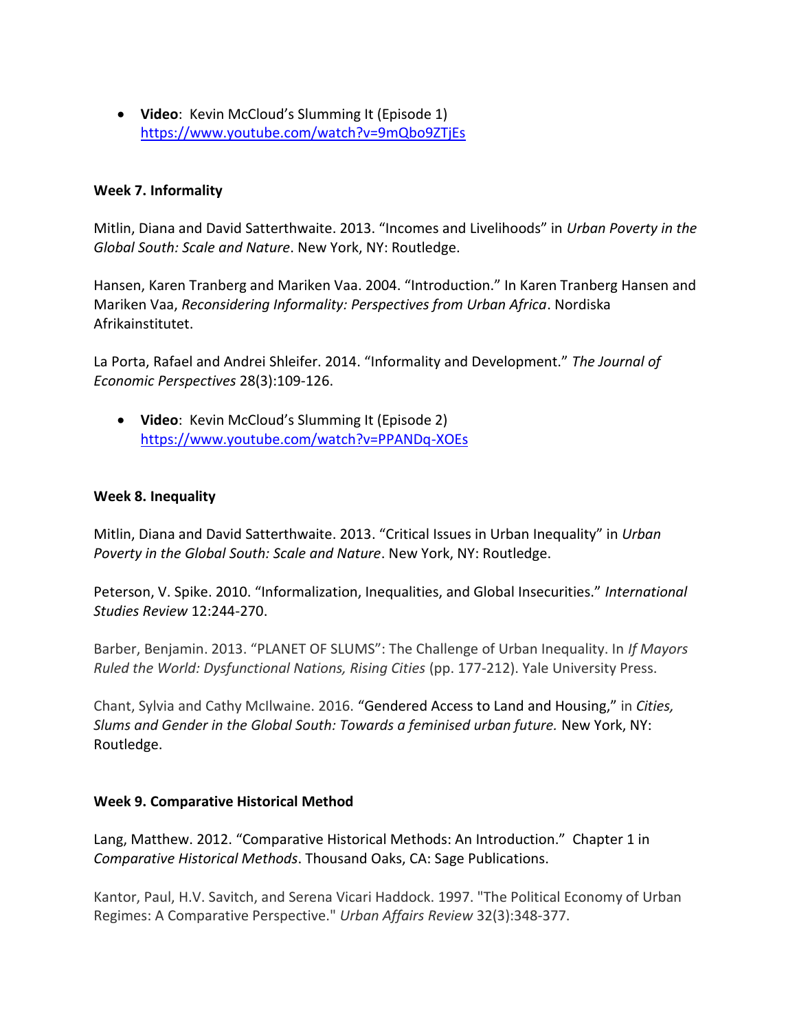- **Video**: Kevin McCloud's Slumming It (Episode 1) https://www.youtube.com/watch?v=9mQbo9ZTjEs

**Week 7. Informality**

Mitlin, Diana and David Satterthwaite. 2013. "Incomes and Livelihoods" in *Urban Poverty in the Global South: Scale and Nature*. New York, NY: Routledge.

Hansen, Karen Tranberg and Mariken Vaa. 2004. "Introduction." In Karen Tranberg Hansen and Mariken Vaa, *Reconsidering Informality: Perspectives from Urban Africa*. Nordiska Afrikainstitutet.

La Porta, Rafael and Andrei Shleifer. 2014. "Informality and Development." *The Journal of Economic Perspectives* 28(3):109-126.

- **Video**: Kevin McCloud's Slumming It (Episode 2) https://www.youtube.com/watch?v=PPANDq-XOEs

**Week 8. Inequality**

Mitlin, Diana and David Satterthwaite. 2013. "Critical Issues in Urban Inequality" in *Urban Poverty in the Global South: Scale and Nature*. New York, NY: Routledge.

Peterson, V. Spike. 2010. "Informalization, Inequalities, and Global Insecurities." *International Studies Review* 12:244-270.

Barber, Benjamin. 2013. "PLANET OF SLUMS": The Challenge of Urban Inequality. In *If Mayors Ruled the World: Dysfunctional Nations, Rising Cities* (pp. 177-212). Yale University Press.

Chant, Sylvia and Cathy McIlwaine. 2016. "Gendered Access to Land and Housing," in *Cities, Slums and Gender in the Global South: Towards a feminised urban future.* New York, NY: Routledge.

**Week 9. Comparative Historical Method**

Lang, Matthew. 2012. "Comparative Historical Methods: An Introduction." Chapter 1 in *Comparative Historical Methods*. Thousand Oaks, CA: Sage Publications.

Kantor, Paul, H.V. Savitch, and Serena Vicari Haddock. 1997. "The Political Economy of Urban Regimes: A Comparative Perspective." *Urban Affairs Review* 32(3):348-377.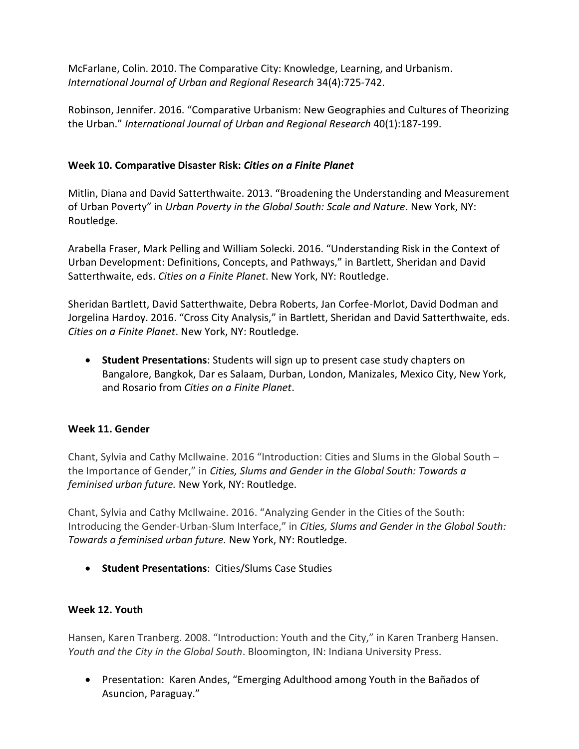McFarlane, Colin. 2010. The Comparative City: Knowledge, Learning, and Urbanism. *International Journal of Urban and Regional Research* 34(4):725-742.

Robinson, Jennifer. 2016. "Comparative Urbanism: New Geographies and Cultures of Theorizing the Urban." *International Journal of Urban and Regional Research* 40(1):187-199.

**Week 10. Comparative Disaster Risk: *Cities on a Finite Planet***

Mitlin, Diana and David Satterthwaite. 2013. "Broadening the Understanding and Measurement of Urban Poverty" in *Urban Poverty in the Global South: Scale and Nature*. New York, NY: Routledge.

Arabella Fraser, Mark Pelling and William Solecki. 2016. "Understanding Risk in the Context of Urban Development: Definitions, Concepts, and Pathways," in Bartlett, Sheridan and David Satterthwaite, eds. *Cities on a Finite Planet*. New York, NY: Routledge.

Sheridan Bartlett, David Satterthwaite, Debra Roberts, Jan Corfee-Morlot, David Dodman and Jorgelina Hardoy. 2016. "Cross City Analysis," in Bartlett, Sheridan and David Satterthwaite, eds. *Cities on a Finite Planet*. New York, NY: Routledge.

- **Student Presentations**: Students will sign up to present case study chapters on Bangalore, Bangkok, Dar es Salaam, Durban, London, Manizales, Mexico City, New York, and Rosario from *Cities on a Finite Planet*.

**Week 11. Gender**

Chant, Sylvia and Cathy McIlwaine. 2016 "Introduction: Cities and Slums in the Global South – the Importance of Gender," in *Cities, Slums and Gender in the Global South: Towards a feminised urban future.* New York, NY: Routledge.

Chant, Sylvia and Cathy McIlwaine. 2016. "Analyzing Gender in the Cities of the South: Introducing the Gender-Urban-Slum Interface," in *Cities, Slums and Gender in the Global South: Towards a feminised urban future.* New York, NY: Routledge.

- **Student Presentations**: Cities/Slums Case Studies

**Week 12. Youth**

Hansen, Karen Tranberg. 2008. "Introduction: Youth and the City," in Karen Tranberg Hansen. *Youth and the City in the Global South*. Bloomington, IN: Indiana University Press.

- Presentation: Karen Andes, "Emerging Adulthood among Youth in the Bañados of Asuncion, Paraguay."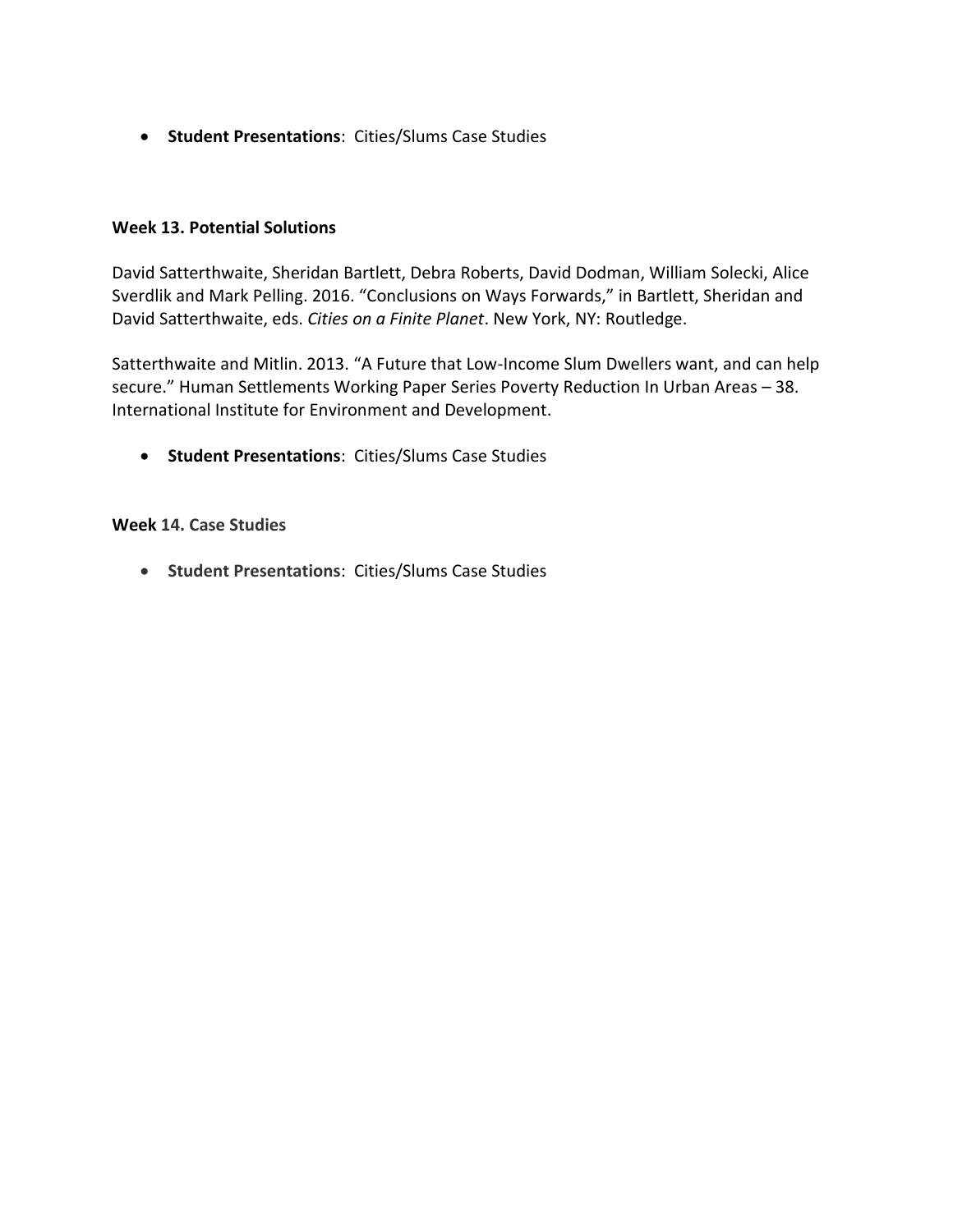- **Student Presentations**: Cities/Slums Case Studies

**Week 13. Potential Solutions**

David Satterthwaite, Sheridan Bartlett, Debra Roberts, David Dodman, William Solecki, Alice Sverdlik and Mark Pelling. 2016. "Conclusions on Ways Forwards," in Bartlett, Sheridan and David Satterthwaite, eds. *Cities on a Finite Planet*. New York, NY: Routledge.

Satterthwaite and Mitlin. 2013. "A Future that Low-Income Slum Dwellers want, and can help secure." Human Settlements Working Paper Series Poverty Reduction In Urban Areas – 38. International Institute for Environment and Development.

- **Student Presentations**: Cities/Slums Case Studies

**Week 14. Case Studies**

- **Student Presentations**: Cities/Slums Case Studies